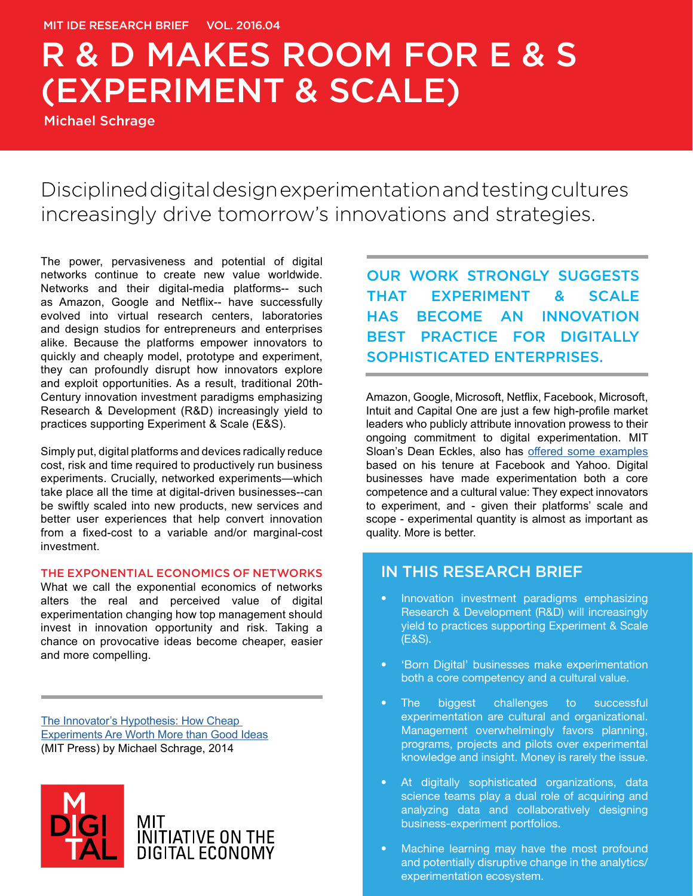MIT IDE RESEARCH BRIEF VOL. 2016.04

# R & D MAKES ROOM FOR E & S (EXPERIMENT & SCALE)

Michael Schrage

## Disciplined digital design experimentation and testing cultures increasingly drive tomorrow's innovations and strategies.

The power, pervasiveness and potential of digital networks continue to create new value worldwide. Networks and their digital-media platforms-- such as Amazon, Google and Netflix-- have successfully evolved into virtual research centers, laboratories and design studios for entrepreneurs and enterprises alike. Because the platforms empower innovators to quickly and cheaply model, prototype and experiment, they can profoundly disrupt how innovators explore and exploit opportunities. As a result, traditional 20th-Century innovation investment paradigms emphasizing Research & Development (R&D) increasingly yield to practices supporting Experiment & Scale (E&S).

Simply put, digital platforms and devices radically reduce cost, risk and time required to productively run business experiments. Crucially, networked experiments—which take place all the time at digital-driven businesses--can be swiftly scaled into new products, new services and better user experiences that help convert innovation from a fixed-cost to a variable and/or marginal-cost investment.

### THE EXPONENTIAL ECONOMICS OF NETWORKS

What we call the exponential economics of networks alters the real and perceived value of digital experimentation changing how top management should invest in innovation opportunity and risk. Taking a chance on provocative ideas become cheaper, easier and more compelling.

---

The Innovator's Hypothesis: How Cheap Experiments Are Worth More than Good Ideas (MIT Press) by Michael Schrage, 2014

MIT INITIATIVE ON THE DIGITAL ECONOMY

---

**OUR WORK STRONGLY SUGGESTS THAT EXPERIMENT & SCALE HAS BECOME AN INNOVATION BEST PRACTICE FOR DIGITALLY SOPHISTICATED ENTERPRISES.**

---

Amazon, Google, Microsoft, Netflix, Facebook, Microsoft, Intuit and Capital One are just a few high-profile market leaders who publicly attribute innovation prowess to their ongoing commitment to digital experimentation. MIT Sloan's Dean Eckles, also has offered some examples based on his tenure at Facebook and Yahoo. Digital businesses have made experimentation both a core competence and a cultural value: They expect innovators to experiment, and - given their platforms' scale and scope - experimental quantity is almost as important as quality. More is better.

### IN THIS RESEARCH BRIEF

- Innovation investment paradigms emphasizing Research & Development (R&D) will increasingly yield to practices supporting Experiment & Scale (E&S).
- 'Born Digital' businesses make experimentation both a core competency and a cultural value.
- The biggest challenges to successful experimentation are cultural and organizational. Management overwhelmingly favors planning, programs, projects and pilots over experimental knowledge and insight. Money is rarely the issue.
- At digitally sophisticated organizations, data science teams play a dual role of acquiring and analyzing data and collaboratively designing business-experiment portfolios.
- Machine learning may have the most profound and potentially disruptive change in the analytics/experimentation ecosystem.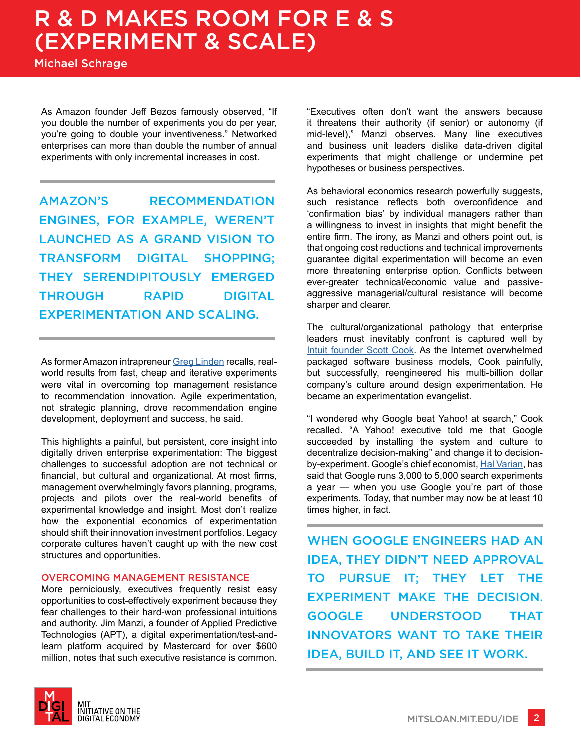# R & D MAKES ROOM FOR E & S (EXPERIMENT & SCALE)

Michael Schrage

As Amazon founder Jeff Bezos famously observed, "If you double the number of experiments you do per year, you're going to double your inventiveness." Networked enterprises can more than double the number of annual experiments with only incremental increases in cost.

> AMAZON'S RECOMMENDATION ENGINES, FOR EXAMPLE, WEREN'T LAUNCHED AS A GRAND VISION TO TRANSFORM DIGITAL SHOPPING; THEY SERENDIPITOUSLY EMERGED THROUGH RAPID DIGITAL EXPERIMENTATION AND SCALING.

As former Amazon intrapreneur Greg Linden recalls, real-world results from fast, cheap and iterative experiments were vital in overcoming top management resistance to recommendation innovation. Agile experimentation, not strategic planning, drove recommendation engine development, deployment and success, he said.

This highlights a painful, but persistent, core insight into digitally driven enterprise experimentation: The biggest challenges to successful adoption are not technical or financial, but cultural and organizational. At most firms, management overwhelmingly favors planning, programs, projects and pilots over the real-world benefits of experimental knowledge and insight. Most don't realize how the exponential economics of experimentation should shift their innovation investment portfolios. Legacy corporate cultures haven't caught up with the new cost structures and opportunities.

## OVERCOMING MANAGEMENT RESISTANCE

More perniciously, executives frequently resist easy opportunities to cost-effectively experiment because they fear challenges to their hard-won professional intuitions and authority. Jim Manzi, a founder of Applied Predictive Technologies (APT), a digital experimentation/test-and-learn platform acquired by Mastercard for over $600 million, notes that such executive resistance is common. "Executives often don't want the answers because it threatens their authority (if senior) or autonomy (if mid-level)," Manzi observes. Many line executives and business unit leaders dislike data-driven digital experiments that might challenge or undermine pet hypotheses or business perspectives.

As behavioral economics research powerfully suggests, such resistance reflects both overconfidence and 'confirmation bias' by individual managers rather than a willingness to invest in insights that might benefit the entire firm. The irony, as Manzi and others point out, is that ongoing cost reductions and technical improvements guarantee digital experimentation will become an even more threatening enterprise option. Conflicts between ever-greater technical/economic value and passive-aggressive managerial/cultural resistance will become sharper and clearer.

The cultural/organizational pathology that enterprise leaders must inevitably confront is captured well by Intuit founder Scott Cook. As the Internet overwhelmed packaged software business models, Cook painfully, but successfully, reengineered his multi-billion dollar company's culture around design experimentation. He became an experimentation evangelist.

"I wondered why Google beat Yahoo! at search," Cook recalled. "A Yahoo! executive told me that Google succeeded by installing the system and culture to decentralize decision-making" and change it to decision-by-experiment. Google's chief economist, Hal Varian, has said that Google runs 3,000 to 5,000 search experiments a year — when you use Google you're part of those experiments. Today, that number may now be at least 10 times higher, in fact.

> WHEN GOOGLE ENGINEERS HAD AN IDEA, THEY DIDN'T NEED APPROVAL TO PURSUE IT; THEY LET THE EXPERIMENT MAKE THE DECISION. GOOGLE UNDERSTOOD THAT INNOVATORS WANT TO TAKE THEIR IDEA, BUILD IT, AND SEE IT WORK.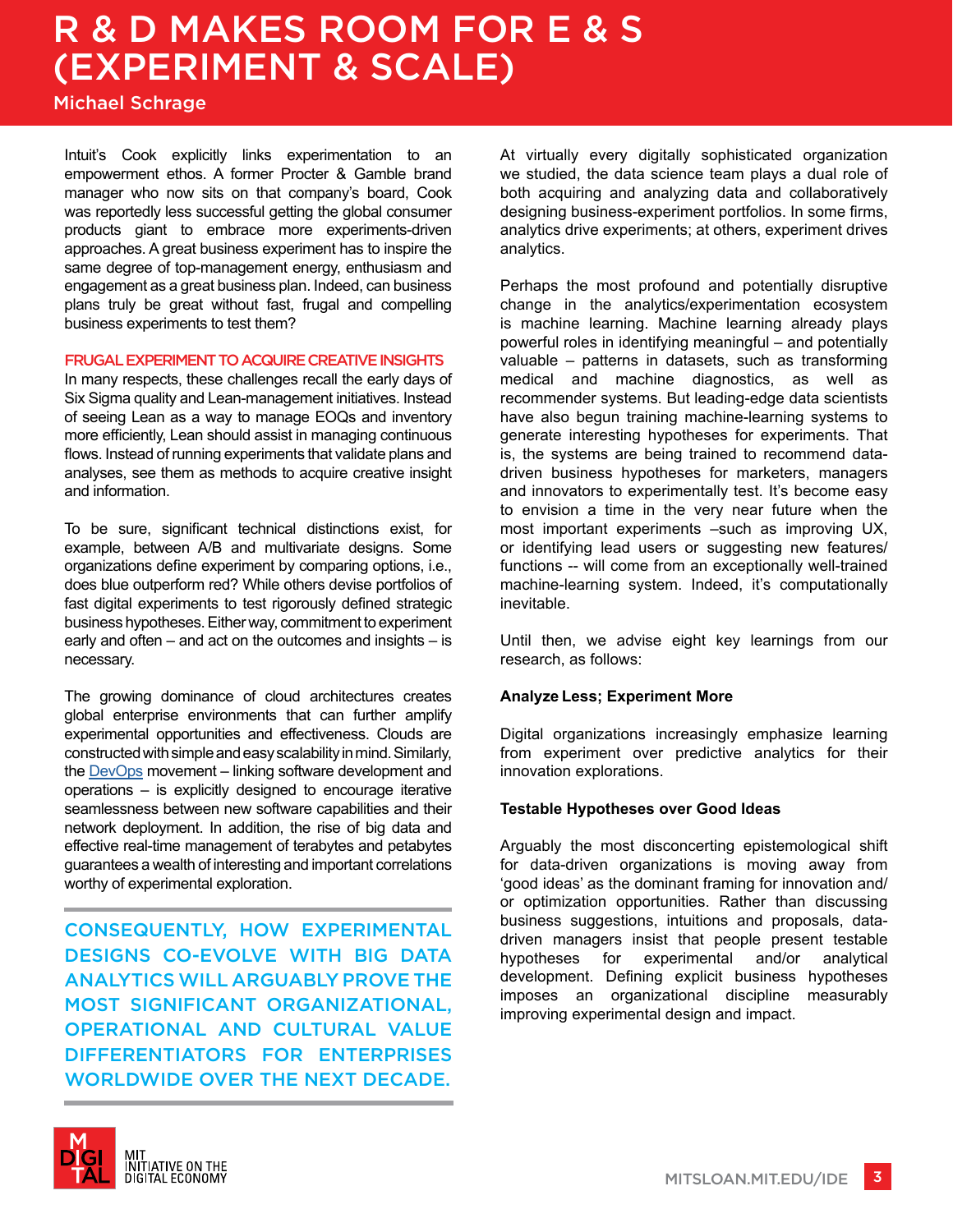# R & D MAKES ROOM FOR E & S (EXPERIMENT & SCALE)

Michael Schrage

Intuit's Cook explicitly links experimentation to an empowerment ethos. A former Procter & Gamble brand manager who now sits on that company's board, Cook was reportedly less successful getting the global consumer products giant to embrace more experiments-driven approaches. A great business experiment has to inspire the same degree of top-management energy, enthusiasm and engagement as a great business plan. Indeed, can business plans truly be great without fast, frugal and compelling business experiments to test them?

### FRUGAL EXPERIMENT TO ACQUIRE CREATIVE INSIGHTS

In many respects, these challenges recall the early days of Six Sigma quality and Lean-management initiatives. Instead of seeing Lean as a way to manage EOQs and inventory more efficiently, Lean should assist in managing continuous flows. Instead of running experiments that validate plans and analyses, see them as methods to acquire creative insight and information.

To be sure, significant technical distinctions exist, for example, between A/B and multivariate designs. Some organizations define experiment by comparing options, i.e., does blue outperform red? While others devise portfolios of fast digital experiments to test rigorously defined strategic business hypotheses. Either way, commitment to experiment early and often – and act on the outcomes and insights – is necessary.

The growing dominance of cloud architectures creates global enterprise environments that can further amplify experimental opportunities and effectiveness. Clouds are constructed with simple and easy scalability in mind. Similarly, the DevOps movement – linking software development and operations – is explicitly designed to encourage iterative seamlessness between new software capabilities and their network deployment. In addition, the rise of big data and effective real-time management of terabytes and petabytes guarantees a wealth of interesting and important correlations worthy of experimental exploration.

> CONSEQUENTLY, HOW EXPERIMENTAL DESIGNS CO-EVOLVE WITH BIG DATA ANALYTICS WILL ARGUABLY PROVE THE MOST SIGNIFICANT ORGANIZATIONAL, OPERATIONAL AND CULTURAL VALUE DIFFERENTIATORS FOR ENTERPRISES WORLDWIDE OVER THE NEXT DECADE.

At virtually every digitally sophisticated organization we studied, the data science team plays a dual role of both acquiring and analyzing data and collaboratively designing business-experiment portfolios. In some firms, analytics drive experiments; at others, experiment drives analytics.

Perhaps the most profound and potentially disruptive change in the analytics/experimentation ecosystem is machine learning. Machine learning already plays powerful roles in identifying meaningful – and potentially valuable – patterns in datasets, such as transforming medical and machine diagnostics, as well as recommender systems. But leading-edge data scientists have also begun training machine-learning systems to generate interesting hypotheses for experiments. That is, the systems are being trained to recommend data-driven business hypotheses for marketers, managers and innovators to experimentally test. It's become easy to envision a time in the very near future when the most important experiments –such as improving UX, or identifying lead users or suggesting new features/functions -- will come from an exceptionally well-trained machine-learning system. Indeed, it's computationally inevitable.

Until then, we advise eight key learnings from our research, as follows:

**Analyze Less; Experiment More**

Digital organizations increasingly emphasize learning from experiment over predictive analytics for their innovation explorations.

**Testable Hypotheses over Good Ideas**

Arguably the most disconcerting epistemological shift for data-driven organizations is moving away from 'good ideas' as the dominant framing for innovation and/or optimization opportunities. Rather than discussing business suggestions, intuitions and proposals, data-driven managers insist that people present testable hypotheses for experimental and/or analytical development. Defining explicit business hypotheses imposes an organizational discipline measurably improving experimental design and impact.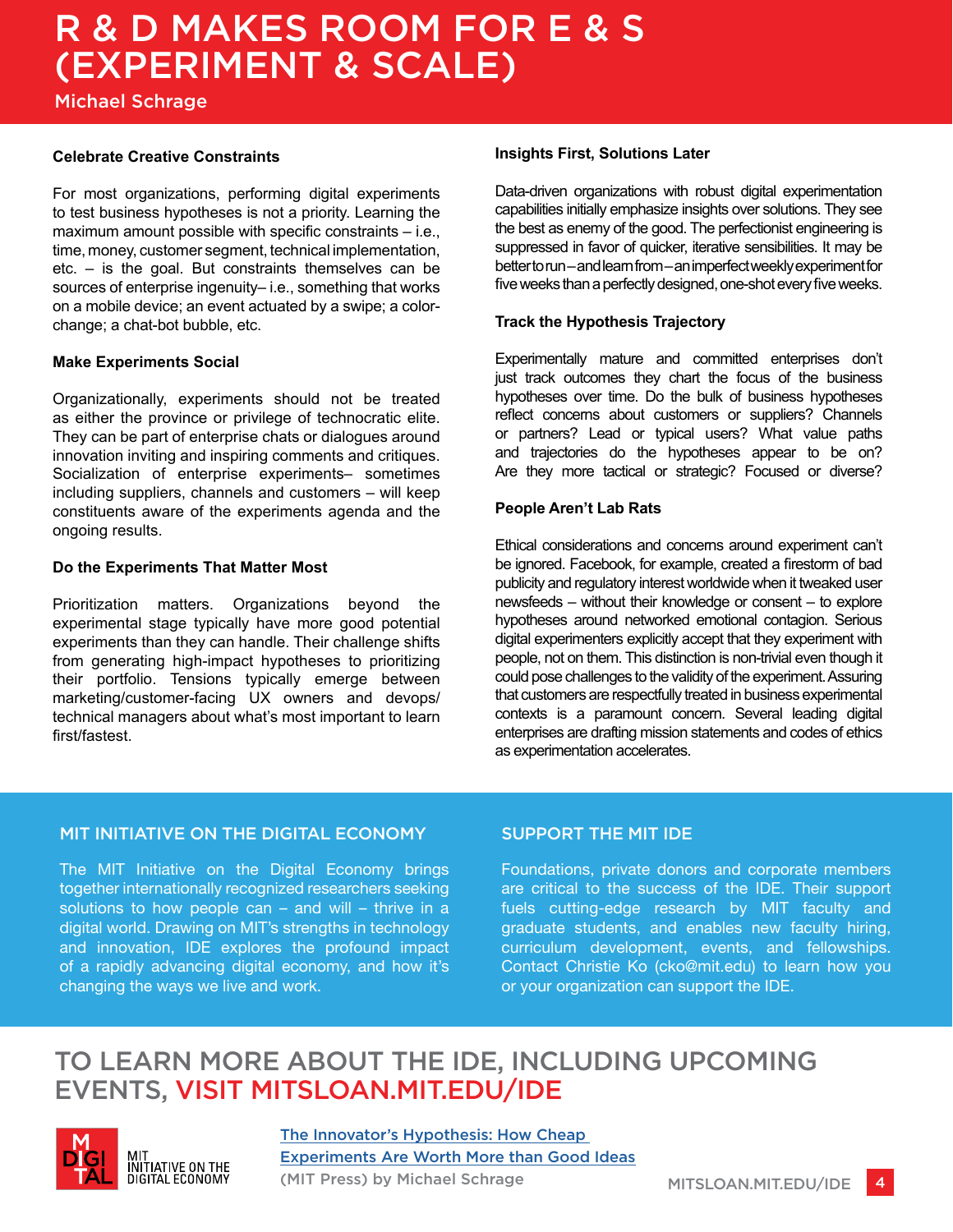# R & D MAKES ROOM FOR E & S (EXPERIMENT & SCALE)

Michael Schrage

### Celebrate Creative Constraints

For most organizations, performing digital experiments to test business hypotheses is not a priority. Learning the maximum amount possible with specific constraints – i.e., time, money, customer segment, technical implementation, etc. – is the goal. But constraints themselves can be sources of enterprise ingenuity– i.e., something that works on a mobile device; an event actuated by a swipe; a color-change; a chat-bot bubble, etc.

### Make Experiments Social

Organizationally, experiments should not be treated as either the province or privilege of technocratic elite. They can be part of enterprise chats or dialogues around innovation inviting and inspiring comments and critiques. Socialization of enterprise experiments– sometimes including suppliers, channels and customers – will keep constituents aware of the experiments agenda and the ongoing results.

### Do the Experiments That Matter Most

Prioritization matters. Organizations beyond the experimental stage typically have more good potential experiments than they can handle. Their challenge shifts from generating high-impact hypotheses to prioritizing their portfolio. Tensions typically emerge between marketing/customer-facing UX owners and devops/technical managers about what's most important to learn first/fastest.

### Insights First, Solutions Later

Data-driven organizations with robust digital experimentation capabilities initially emphasize insights over solutions. They see the best as enemy of the good. The perfectionist engineering is suppressed in favor of quicker, iterative sensibilities. It may be better to run – and learn from – an imperfect weekly experiment for five weeks than a perfectly designed, one-shot every five weeks.

### Track the Hypothesis Trajectory

Experimentally mature and committed enterprises don't just track outcomes they chart the focus of the business hypotheses over time. Do the bulk of business hypotheses reflect concerns about customers or suppliers? Channels or partners? Lead or typical users? What value paths and trajectories do the hypotheses appear to be on? Are they more tactical or strategic? Focused or diverse?

### People Aren't Lab Rats

Ethical considerations and concerns around experiment can't be ignored. Facebook, for example, created a firestorm of bad publicity and regulatory interest worldwide when it tweaked user newsfeeds – without their knowledge or consent – to explore hypotheses around networked emotional contagion. Serious digital experimenters explicitly accept that they experiment with people, not on them. This distinction is non-trivial even though it could pose challenges to the validity of the experiment. Assuring that customers are respectfully treated in business experimental contexts is a paramount concern. Several leading digital enterprises are drafting mission statements and codes of ethics as experimentation accelerates.

## MIT INITIATIVE ON THE DIGITAL ECONOMY

The MIT Initiative on the Digital Economy brings together internationally recognized researchers seeking solutions to how people can – and will – thrive in a digital world. Drawing on MIT's strengths in technology and innovation, IDE explores the profound impact of a rapidly advancing digital economy, and how it's changing the ways we live and work.

## SUPPORT THE MIT IDE

Foundations, private donors and corporate members are critical to the success of the IDE. Their support fuels cutting-edge research by MIT faculty and graduate students, and enables new faculty hiring, curriculum development, events, and fellowships. Contact Christie Ko (cko@mit.edu) to learn how you or your organization can support the IDE.

## TO LEARN MORE ABOUT THE IDE, INCLUDING UPCOMING EVENTS, VISIT MITSLOAN.MIT.EDU/IDE

MIT INITIATIVE ON THE DIGITAL ECONOMY

The Innovator's Hypothesis: How Cheap Experiments Are Worth More than Good Ideas
(MIT Press) by Michael Schrage

MITSLOAN.MIT.EDU/IDE